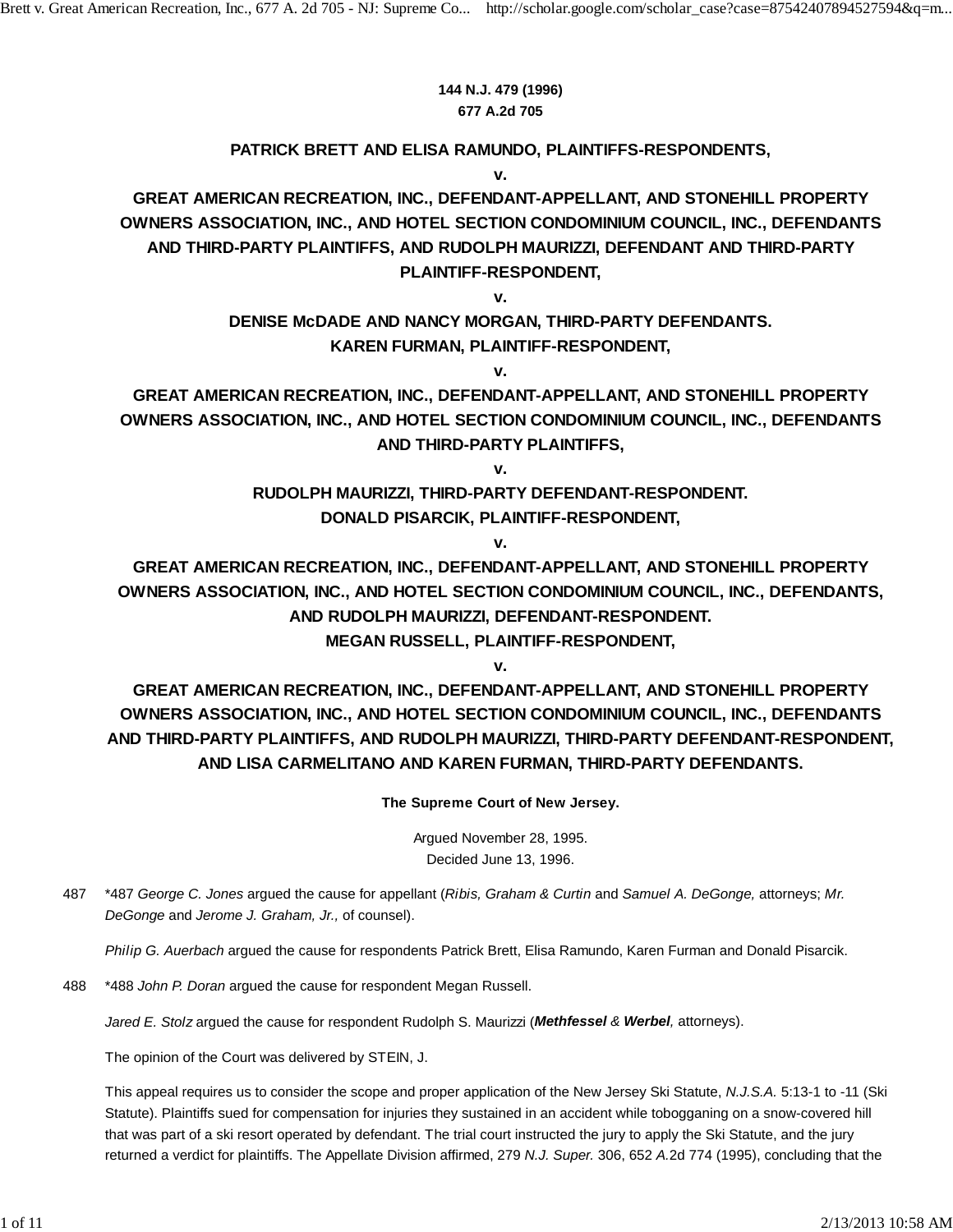**144 N.J. 479 (1996)**
**677 A.2d 705**

**PATRICK BRETT AND ELISA RAMUNDO, PLAINTIFFS-RESPONDENTS,**
**v.**
**GREAT AMERICAN RECREATION, INC., DEFENDANT-APPELLANT, AND STONEHILL PROPERTY OWNERS ASSOCIATION, INC., AND HOTEL SECTION CONDOMINIUM COUNCIL, INC., DEFENDANTS AND THIRD-PARTY PLAINTIFFS, AND RUDOLPH MAURIZZI, DEFENDANT AND THIRD-PARTY PLAINTIFF-RESPONDENT,**
**v.**
**DENISE McDADE AND NANCY MORGAN, THIRD-PARTY DEFENDANTS.**
**KAREN FURMAN, PLAINTIFF-RESPONDENT,**
**v.**
**GREAT AMERICAN RECREATION, INC., DEFENDANT-APPELLANT, AND STONEHILL PROPERTY OWNERS ASSOCIATION, INC., AND HOTEL SECTION CONDOMINIUM COUNCIL, INC., DEFENDANTS AND THIRD-PARTY PLAINTIFFS,**
**v.**
**RUDOLPH MAURIZZI, THIRD-PARTY DEFENDANT-RESPONDENT.**
**DONALD PISARCIK, PLAINTIFF-RESPONDENT,**
**v.**
**GREAT AMERICAN RECREATION, INC., DEFENDANT-APPELLANT, AND STONEHILL PROPERTY OWNERS ASSOCIATION, INC., AND HOTEL SECTION CONDOMINIUM COUNCIL, INC., DEFENDANTS, AND RUDOLPH MAURIZZI, DEFENDANT-RESPONDENT.**
**MEGAN RUSSELL, PLAINTIFF-RESPONDENT,**
**v.**
**GREAT AMERICAN RECREATION, INC., DEFENDANT-APPELLANT, AND STONEHILL PROPERTY OWNERS ASSOCIATION, INC., AND HOTEL SECTION CONDOMINIUM COUNCIL, INC., DEFENDANTS AND THIRD-PARTY PLAINTIFFS, AND RUDOLPH MAURIZZI, THIRD-PARTY DEFENDANT-RESPONDENT, AND LISA CARMELITANO AND KAREN FURMAN, THIRD-PARTY DEFENDANTS.**

**The Supreme Court of New Jersey.**

Argued November 28, 1995.
Decided June 13, 1996.

487 \*487 *George C. Jones* argued the cause for appellant (*Ribis, Graham & Curtin* and *Samuel A. DeGonge,* attorneys; *Mr. DeGonge* and *Jerome J. Graham, Jr.,* of counsel).

*Philip G. Auerbach* argued the cause for respondents Patrick Brett, Elisa Ramundo, Karen Furman and Donald Pisarcik.

488 \*488 *John P. Doran* argued the cause for respondent Megan Russell.

*Jared E. Stolz* argued the cause for respondent Rudolph S. Maurizzi (***Methfessel** & **Werbel**,* attorneys).

The opinion of the Court was delivered by STEIN, J.

This appeal requires us to consider the scope and proper application of the New Jersey Ski Statute, *N.J.S.A.* 5:13-1 to -11 (Ski Statute). Plaintiffs sued for compensation for injuries they sustained in an accident while tobogganing on a snow-covered hill that was part of a ski resort operated by defendant. The trial court instructed the jury to apply the Ski Statute, and the jury returned a verdict for plaintiffs. The Appellate Division affirmed, 279 *N.J. Super.* 306, 652 *A.*2d 774 (1995), concluding that the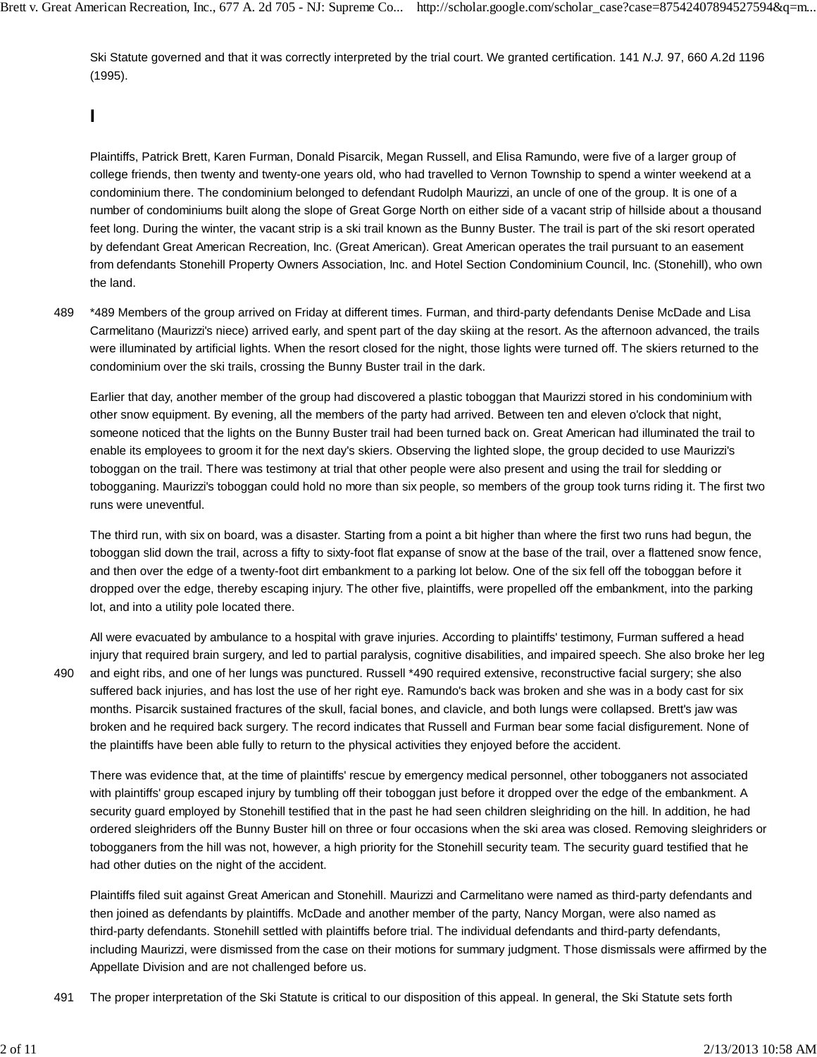Ski Statute governed and that it was correctly interpreted by the trial court. We granted certification. 141 *N.J.* 97, 660 *A.*2d 1196 (1995).

## I

Plaintiffs, Patrick Brett, Karen Furman, Donald Pisarcik, Megan Russell, and Elisa Ramundo, were five of a larger group of college friends, then twenty and twenty-one years old, who had travelled to Vernon Township to spend a winter weekend at a condominium there. The condominium belonged to defendant Rudolph Maurizzi, an uncle of one of the group. It is one of a number of condominiums built along the slope of Great Gorge North on either side of a vacant strip of hillside about a thousand feet long. During the winter, the vacant strip is a ski trail known as the Bunny Buster. The trail is part of the ski resort operated by defendant Great American Recreation, Inc. (Great American). Great American operates the trail pursuant to an easement from defendants Stonehill Property Owners Association, Inc. and Hotel Section Condominium Council, Inc. (Stonehill), who own the land.

*489 Members of the group arrived on Friday at different times. Furman, and third-party defendants Denise McDade and Lisa Carmelitano (Maurizzi's niece) arrived early, and spent part of the day skiing at the resort. As the afternoon advanced, the trails were illuminated by artificial lights. When the resort closed for the night, those lights were turned off. The skiers returned to the condominium over the ski trails, crossing the Bunny Buster trail in the dark.

Earlier that day, another member of the group had discovered a plastic toboggan that Maurizzi stored in his condominium with other snow equipment. By evening, all the members of the party had arrived. Between ten and eleven o'clock that night, someone noticed that the lights on the Bunny Buster trail had been turned back on. Great American had illuminated the trail to enable its employees to groom it for the next day's skiers. Observing the lighted slope, the group decided to use Maurizzi's toboggan on the trail. There was testimony at trial that other people were also present and using the trail for sledding or tobogganing. Maurizzi's toboggan could hold no more than six people, so members of the group took turns riding it. The first two runs were uneventful.

The third run, with six on board, was a disaster. Starting from a point a bit higher than where the first two runs had begun, the toboggan slid down the trail, across a fifty to sixty-foot flat expanse of snow at the base of the trail, over a flattened snow fence, and then over the edge of a twenty-foot dirt embankment to a parking lot below. One of the six fell off the toboggan before it dropped over the edge, thereby escaping injury. The other five, plaintiffs, were propelled off the embankment, into the parking lot, and into a utility pole located there.

All were evacuated by ambulance to a hospital with grave injuries. According to plaintiffs' testimony, Furman suffered a head injury that required brain surgery, and led to partial paralysis, cognitive disabilities, and impaired speech. She also broke her leg and eight ribs, and one of her lungs was punctured. Russell *490 required extensive, reconstructive facial surgery; she also suffered back injuries, and has lost the use of her right eye. Ramundo's back was broken and she was in a body cast for six months. Pisarcik sustained fractures of the skull, facial bones, and clavicle, and both lungs were collapsed. Brett's jaw was broken and he required back surgery. The record indicates that Russell and Furman bear some facial disfigurement. None of the plaintiffs have been able fully to return to the physical activities they enjoyed before the accident.

There was evidence that, at the time of plaintiffs' rescue by emergency medical personnel, other tobogganers not associated with plaintiffs' group escaped injury by tumbling off their toboggan just before it dropped over the edge of the embankment. A security guard employed by Stonehill testified that in the past he had seen children sleighriding on the hill. In addition, he had ordered sleighriders off the Bunny Buster hill on three or four occasions when the ski area was closed. Removing sleighriders or tobogganers from the hill was not, however, a high priority for the Stonehill security team. The security guard testified that he had other duties on the night of the accident.

Plaintiffs filed suit against Great American and Stonehill. Maurizzi and Carmelitano were named as third-party defendants and then joined as defendants by plaintiffs. McDade and another member of the party, Nancy Morgan, were also named as third-party defendants. Stonehill settled with plaintiffs before trial. The individual defendants and third-party defendants, including Maurizzi, were dismissed from the case on their motions for summary judgment. Those dismissals were affirmed by the Appellate Division and are not challenged before us.

*491 The proper interpretation of the Ski Statute is critical to our disposition of this appeal. In general, the Ski Statute sets forth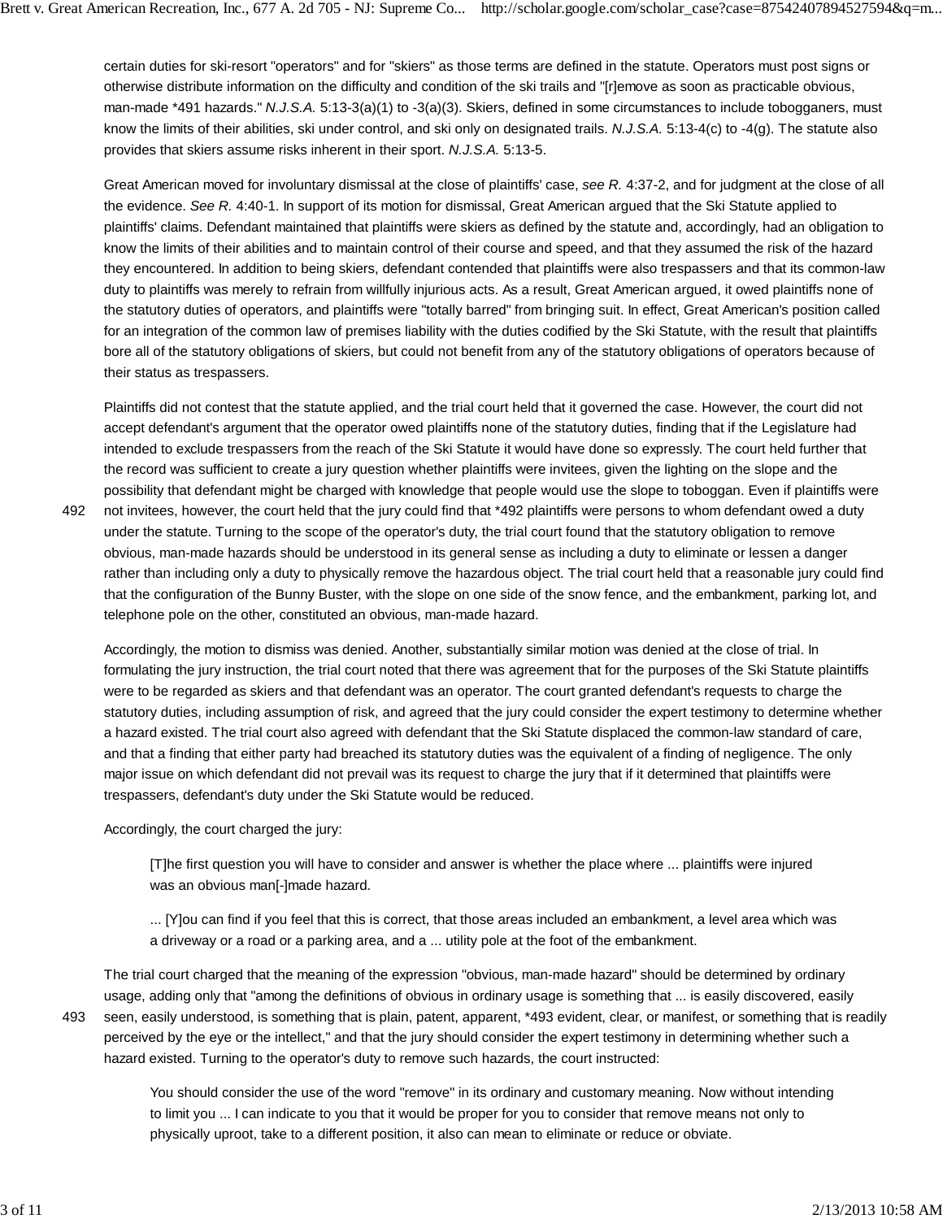certain duties for ski-resort "operators" and for "skiers" as those terms are defined in the statute. Operators must post signs or otherwise distribute information on the difficulty and condition of the ski trails and "[r]emove as soon as practicable obvious, man-made *491 hazards." *N.J.S.A.* 5:13-3(a)(1) to -3(a)(3). Skiers, defined in some circumstances to include tobogganers, must know the limits of their abilities, ski under control, and ski only on designated trails. *N.J.S.A.* 5:13-4(c) to -4(g). The statute also provides that skiers assume risks inherent in their sport. *N.J.S.A.* 5:13-5.

Great American moved for involuntary dismissal at the close of plaintiffs' case, *see R.* 4:37-2, and for judgment at the close of all the evidence. *See R.* 4:40-1. In support of its motion for dismissal, Great American argued that the Ski Statute applied to plaintiffs' claims. Defendant maintained that plaintiffs were skiers as defined by the statute and, accordingly, had an obligation to know the limits of their abilities and to maintain control of their course and speed, and that they assumed the risk of the hazard they encountered. In addition to being skiers, defendant contended that plaintiffs were also trespassers and that its common-law duty to plaintiffs was merely to refrain from willfully injurious acts. As a result, Great American argued, it owed plaintiffs none of the statutory duties of operators, and plaintiffs were "totally barred" from bringing suit. In effect, Great American's position called for an integration of the common law of premises liability with the duties codified by the Ski Statute, with the result that plaintiffs bore all of the statutory obligations of skiers, but could not benefit from any of the statutory obligations of operators because of their status as trespassers.

Plaintiffs did not contest that the statute applied, and the trial court held that it governed the case. However, the court did not accept defendant's argument that the operator owed plaintiffs none of the statutory duties, finding that if the Legislature had intended to exclude trespassers from the reach of the Ski Statute it would have done so expressly. The court held further that the record was sufficient to create a jury question whether plaintiffs were invitees, given the lighting on the slope and the possibility that defendant might be charged with knowledge that people would use the slope to toboggan. Even if plaintiffs were not invitees, however, the court held that the jury could find that *492 plaintiffs were persons to whom defendant owed a duty under the statute. Turning to the scope of the operator's duty, the trial court found that the statutory obligation to remove obvious, man-made hazards should be understood in its general sense as including a duty to eliminate or lessen a danger rather than including only a duty to physically remove the hazardous object. The trial court held that a reasonable jury could find that the configuration of the Bunny Buster, with the slope on one side of the snow fence, and the embankment, parking lot, and telephone pole on the other, constituted an obvious, man-made hazard.

Accordingly, the motion to dismiss was denied. Another, substantially similar motion was denied at the close of trial. In formulating the jury instruction, the trial court noted that there was agreement that for the purposes of the Ski Statute plaintiffs were to be regarded as skiers and that defendant was an operator. The court granted defendant's requests to charge the statutory duties, including assumption of risk, and agreed that the jury could consider the expert testimony to determine whether a hazard existed. The trial court also agreed with defendant that the Ski Statute displaced the common-law standard of care, and that a finding that either party had breached its statutory duties was the equivalent of a finding of negligence. The only major issue on which defendant did not prevail was its request to charge the jury that if it determined that plaintiffs were trespassers, defendant's duty under the Ski Statute would be reduced.

Accordingly, the court charged the jury:

> [T]he first question you will have to consider and answer is whether the place where ... plaintiffs were injured was an obvious man[-]made hazard.
>
> ... [Y]ou can find if you feel that this is correct, that those areas included an embankment, a level area which was a driveway or a road or a parking area, and a ... utility pole at the foot of the embankment.

The trial court charged that the meaning of the expression "obvious, man-made hazard" should be determined by ordinary usage, adding only that "among the definitions of obvious in ordinary usage is something that ... is easily discovered, easily seen, easily understood, is something that is plain, patent, apparent, *493 evident, clear, or manifest, or something that is readily perceived by the eye or the intellect," and that the jury should consider the expert testimony in determining whether such a hazard existed. Turning to the operator's duty to remove such hazards, the court instructed:

> You should consider the use of the word "remove" in its ordinary and customary meaning. Now without intending to limit you ... I can indicate to you that it would be proper for you to consider that remove means not only to physically uproot, take to a different position, it also can mean to eliminate or reduce or obviate.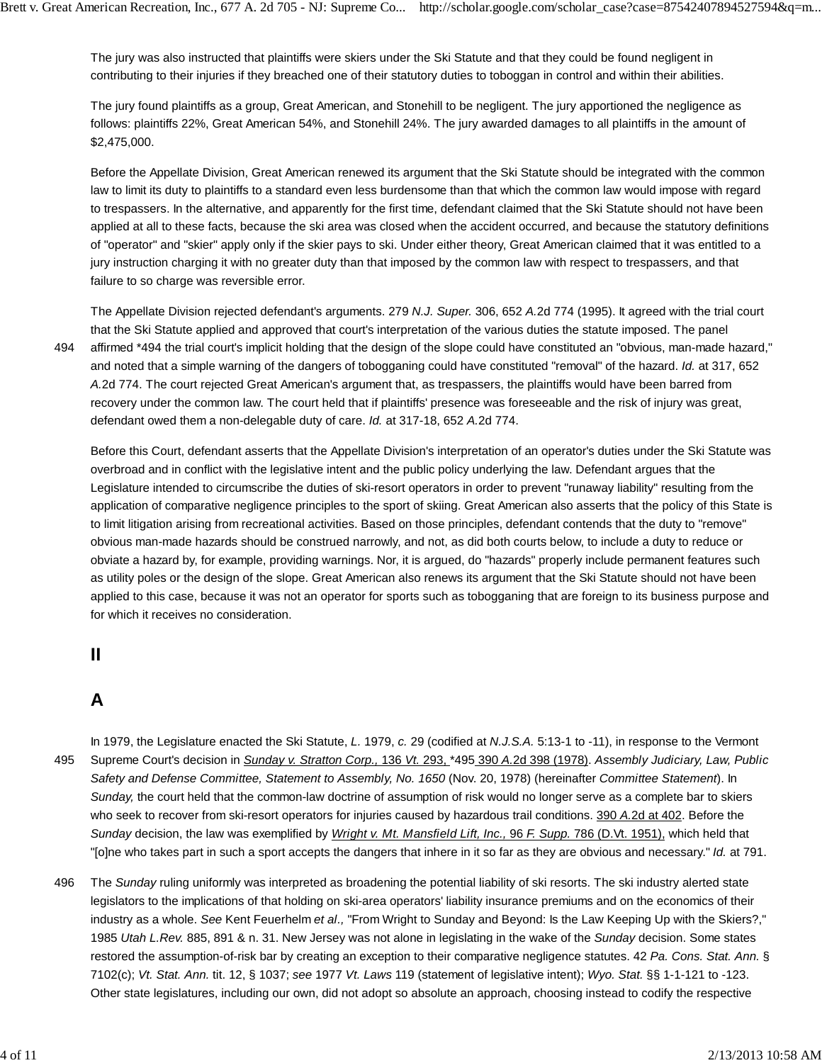The jury was also instructed that plaintiffs were skiers under the Ski Statute and that they could be found negligent in contributing to their injuries if they breached one of their statutory duties to toboggan in control and within their abilities.

The jury found plaintiffs as a group, Great American, and Stonehill to be negligent. The jury apportioned the negligence as follows: plaintiffs 22%, Great American 54%, and Stonehill 24%. The jury awarded damages to all plaintiffs in the amount of $2,475,000.

Before the Appellate Division, Great American renewed its argument that the Ski Statute should be integrated with the common law to limit its duty to plaintiffs to a standard even less burdensome than that which the common law would impose with regard to trespassers. In the alternative, and apparently for the first time, defendant claimed that the Ski Statute should not have been applied at all to these facts, because the ski area was closed when the accident occurred, and because the statutory definitions of "operator" and "skier" apply only if the skier pays to ski. Under either theory, Great American claimed that it was entitled to a jury instruction charging it with no greater duty than that imposed by the common law with respect to trespassers, and that failure to so charge was reversible error.

The Appellate Division rejected defendant's arguments. 279 *N.J. Super.* 306, 652 *A.*2d 774 (1995). It agreed with the trial court that the Ski Statute applied and approved that court's interpretation of the various duties the statute imposed. The panel affirmed *494 the trial court's implicit holding that the design of the slope could have constituted an "obvious, man-made hazard," and noted that a simple warning of the dangers of tobogganing could have constituted "removal" of the hazard. *Id.* at 317, 652 *A.*2d 774. The court rejected Great American's argument that, as trespassers, the plaintiffs would have been barred from recovery under the common law. The court held that if plaintiffs' presence was foreseeable and the risk of injury was great, defendant owed them a non-delegable duty of care. *Id.* at 317-18, 652 *A.*2d 774.

Before this Court, defendant asserts that the Appellate Division's interpretation of an operator's duties under the Ski Statute was overbroad and in conflict with the legislative intent and the public policy underlying the law. Defendant argues that the Legislature intended to circumscribe the duties of ski-resort operators in order to prevent "runaway liability" resulting from the application of comparative negligence principles to the sport of skiing. Great American also asserts that the policy of this State is to limit litigation arising from recreational activities. Based on those principles, defendant contends that the duty to "remove" obvious man-made hazards should be construed narrowly, and not, as did both courts below, to include a duty to reduce or obviate a hazard by, for example, providing warnings. Nor, it is argued, do "hazards" properly include permanent features such as utility poles or the design of the slope. Great American also renews its argument that the Ski Statute should not have been applied to this case, because it was not an operator for sports such as tobogganing that are foreign to its business purpose and for which it receives no consideration.

## II

## A

In 1979, the Legislature enacted the Ski Statute, *L.* 1979, *c.* 29 (codified at *N.J.S.A.* 5:13-1 to -11), in response to the Vermont Supreme Court's decision in *Sunday v. Stratton Corp.,* 136 *Vt.* 293, *495 390 *A.*2d 398 (1978). *Assembly Judiciary, Law, Public Safety and Defense Committee, Statement to Assembly, No. 1650* (Nov. 20, 1978) (hereinafter *Committee Statement*). In *Sunday,* the court held that the common-law doctrine of assumption of risk would no longer serve as a complete bar to skiers who seek to recover from ski-resort operators for injuries caused by hazardous trail conditions. 390 *A.*2d at 402. Before the *Sunday* decision, the law was exemplified by *Wright v. Mt. Mansfield Lift, Inc.,* 96 *F. Supp.* 786 (D.Vt. 1951), which held that "[o]ne who takes part in such a sport accepts the dangers that inhere in it so far as they are obvious and necessary." *Id.* at 791.

The *Sunday* ruling uniformly was interpreted as broadening the potential liability of ski resorts. The ski industry alerted state legislators to the implications of that holding on ski-area operators' liability insurance premiums and on the economics of their industry as a whole. *See* Kent Feuerhelm *et al.,* "From Wright to Sunday and Beyond: Is the Law Keeping Up with the Skiers?," 1985 *Utah L.Rev.* 885, 891 & n. 31. New Jersey was not alone in legislating in the wake of the *Sunday* decision. Some states restored the assumption-of-risk bar by creating an exception to their comparative negligence statutes. 42 *Pa. Cons. Stat. Ann.* § 7102(c); *Vt. Stat. Ann.* tit. 12, § 1037; *see* 1977 *Vt. Laws* 119 (statement of legislative intent); *Wyo. Stat.* §§ 1-1-121 to -123. Other state legislatures, including our own, did not adopt so absolute an approach, choosing instead to codify the respective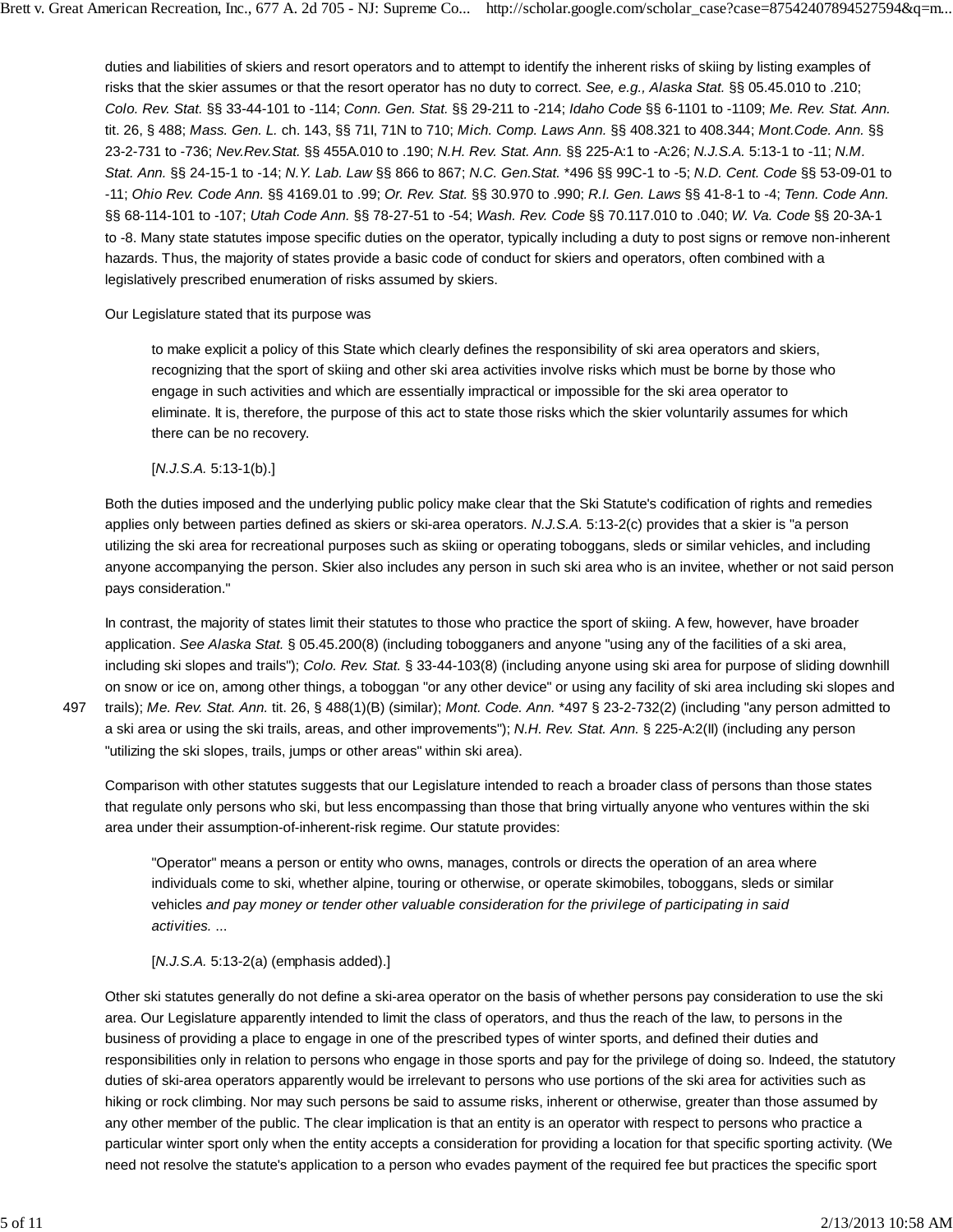duties and liabilities of skiers and resort operators and to attempt to identify the inherent risks of skiing by listing examples of risks that the skier assumes or that the resort operator has no duty to correct. *See, e.g., Alaska Stat.* §§ 05.45.010 to .210; *Colo. Rev. Stat.* §§ 33-44-101 to -114; *Conn. Gen. Stat.* §§ 29-211 to -214; *Idaho Code* §§ 6-1101 to -1109; *Me. Rev. Stat. Ann.* tit. 26, § 488; *Mass. Gen. L.* ch. 143, §§ 71I, 71N to 71O; *Mich. Comp. Laws Ann.* §§ 408.321 to 408.344; *Mont.Code. Ann.* §§ 23-2-731 to -736; *Nev.Rev.Stat.* §§ 455A.010 to .190; *N.H. Rev. Stat. Ann.* §§ 225-A:1 to -A:26; *N.J.S.A.* 5:13-1 to -11; *N.M. Stat. Ann.* §§ 24-15-1 to -14; *N.Y. Lab. Law* §§ 866 to 867; *N.C. Gen.Stat.* *496 §§ 99C-1 to -5; *N.D. Cent. Code* §§ 53-09-01 to -11; *Ohio Rev. Code Ann.* §§ 4169.01 to .99; *Or. Rev. Stat.* §§ 30.970 to .990; *R.I. Gen. Laws* §§ 41-8-1 to -4; *Tenn. Code Ann.* §§ 68-114-101 to -107; *Utah Code Ann.* §§ 78-27-51 to -54; *Wash. Rev. Code* §§ 70.117.010 to .040; *W. Va. Code* §§ 20-3A-1 to -8. Many state statutes impose specific duties on the operator, typically including a duty to post signs or remove non-inherent hazards. Thus, the majority of states provide a basic code of conduct for skiers and operators, often combined with a legislatively prescribed enumeration of risks assumed by skiers.

Our Legislature stated that its purpose was

> to make explicit a policy of this State which clearly defines the responsibility of ski area operators and skiers, recognizing that the sport of skiing and other ski area activities involve risks which must be borne by those who engage in such activities and which are essentially impractical or impossible for the ski area operator to eliminate. It is, therefore, the purpose of this act to state those risks which the skier voluntarily assumes for which there can be no recovery.
>
> [*N.J.S.A.* 5:13-1(b).]

Both the duties imposed and the underlying public policy make clear that the Ski Statute's codification of rights and remedies applies only between parties defined as skiers or ski-area operators. *N.J.S.A.* 5:13-2(c) provides that a skier is "a person utilizing the ski area for recreational purposes such as skiing or operating toboggans, sleds or similar vehicles, and including anyone accompanying the person. Skier also includes any person in such ski area who is an invitee, whether or not said person pays consideration."

In contrast, the majority of states limit their statutes to those who practice the sport of skiing. A few, however, have broader application. *See Alaska Stat.* § 05.45.200(8) (including tobogganers and anyone "using any of the facilities of a ski area, including ski slopes and trails"); *Colo. Rev. Stat.* § 33-44-103(8) (including anyone using ski area for purpose of sliding downhill on snow or ice on, among other things, a toboggan "or any other device" or using any facility of ski area including ski slopes and trails); *Me. Rev. Stat. Ann.* tit. 26, § 488(1)(B) (similar); *Mont. Code. Ann.* *497 § 23-2-732(2) (including "any person admitted to a ski area or using the ski trails, areas, and other improvements"); *N.H. Rev. Stat. Ann.* § 225-A:2(II) (including any person "utilizing the ski slopes, trails, jumps or other areas" within ski area).

Comparison with other statutes suggests that our Legislature intended to reach a broader class of persons than those states that regulate only persons who ski, but less encompassing than those that bring virtually anyone who ventures within the ski area under their assumption-of-inherent-risk regime. Our statute provides:

> "Operator" means a person or entity who owns, manages, controls or directs the operation of an area where individuals come to ski, whether alpine, touring or otherwise, or operate skimobiles, toboggans, sleds or similar vehicles *and pay money or tender other valuable consideration for the privilege of participating in said activities.* ...
>
> [*N.J.S.A.* 5:13-2(a) (emphasis added).]

Other ski statutes generally do not define a ski-area operator on the basis of whether persons pay consideration to use the ski area. Our Legislature apparently intended to limit the class of operators, and thus the reach of the law, to persons in the business of providing a place to engage in one of the prescribed types of winter sports, and defined their duties and responsibilities only in relation to persons who engage in those sports and pay for the privilege of doing so. Indeed, the statutory duties of ski-area operators apparently would be irrelevant to persons who use portions of the ski area for activities such as hiking or rock climbing. Nor may such persons be said to assume risks, inherent or otherwise, greater than those assumed by any other member of the public. The clear implication is that an entity is an operator with respect to persons who practice a particular winter sport only when the entity accepts a consideration for providing a location for that specific sporting activity. (We need not resolve the statute's application to a person who evades payment of the required fee but practices the specific sport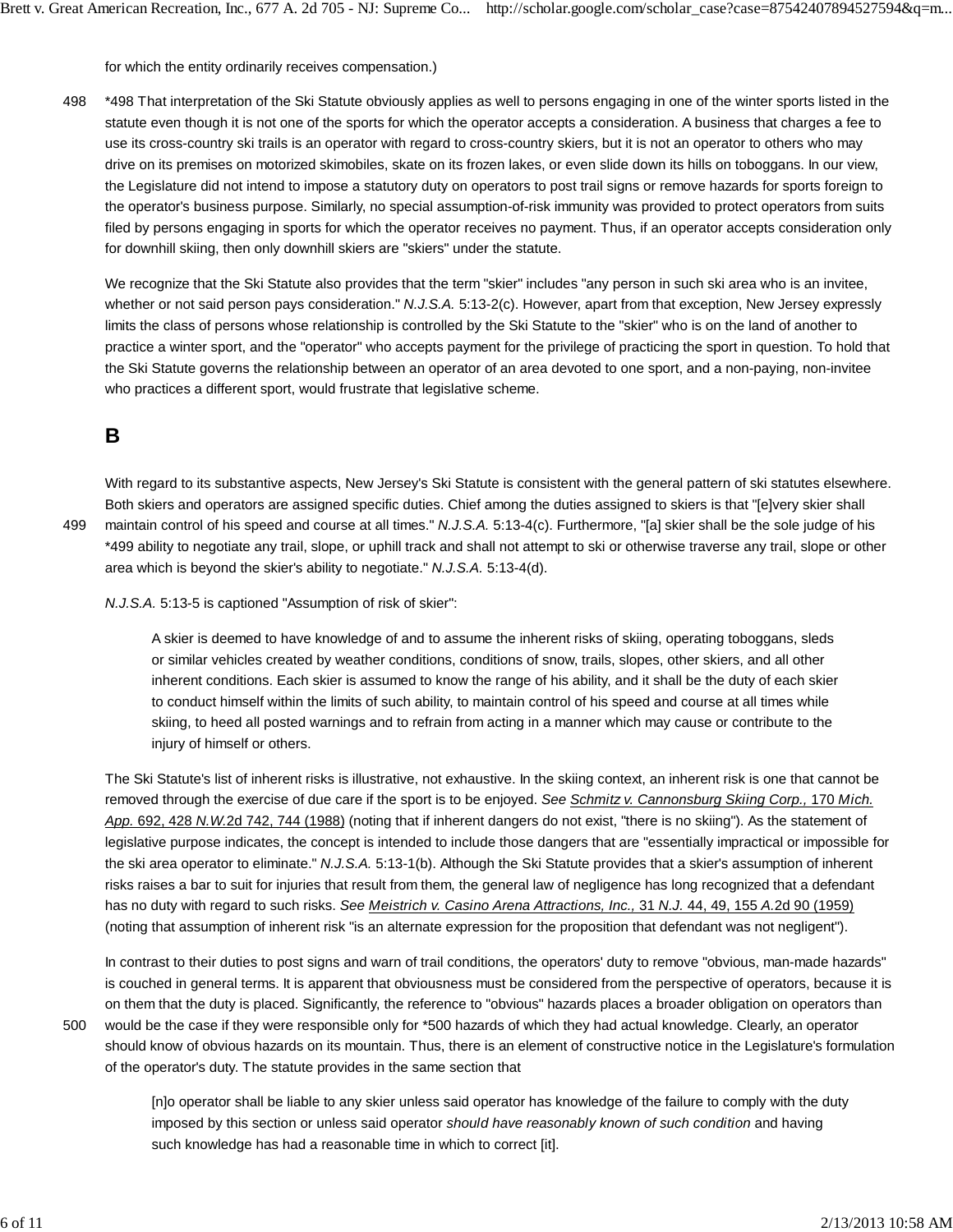for which the entity ordinarily receives compensation.)

*498 That interpretation of the Ski Statute obviously applies as well to persons engaging in one of the winter sports listed in the statute even though it is not one of the sports for which the operator accepts a consideration. A business that charges a fee to use its cross-country ski trails is an operator with regard to cross-country skiers, but it is not an operator to others who may drive on its premises on motorized skimobiles, skate on its frozen lakes, or even slide down its hills on toboggans. In our view, the Legislature did not intend to impose a statutory duty on operators to post trail signs or remove hazards for sports foreign to the operator's business purpose. Similarly, no special assumption-of-risk immunity was provided to protect operators from suits filed by persons engaging in sports for which the operator receives no payment. Thus, if an operator accepts consideration only for downhill skiing, then only downhill skiers are "skiers" under the statute.

We recognize that the Ski Statute also provides that the term "skier" includes "any person in such ski area who is an invitee, whether or not said person pays consideration." *N.J.S.A.* 5:13-2(c). However, apart from that exception, New Jersey expressly limits the class of persons whose relationship is controlled by the Ski Statute to the "skier" who is on the land of another to practice a winter sport, and the "operator" who accepts payment for the privilege of practicing the sport in question. To hold that the Ski Statute governs the relationship between an operator of an area devoted to one sport, and a non-paying, non-invitee who practices a different sport, would frustrate that legislative scheme.

## B

With regard to its substantive aspects, New Jersey's Ski Statute is consistent with the general pattern of ski statutes elsewhere. Both skiers and operators are assigned specific duties. Chief among the duties assigned to skiers is that "[e]very skier shall maintain control of his speed and course at all times." *N.J.S.A.* 5:13-4(c). Furthermore, "[a] skier shall be the sole judge of his *499 ability to negotiate any trail, slope, or uphill track and shall not attempt to ski or otherwise traverse any trail, slope or other area which is beyond the skier's ability to negotiate." *N.J.S.A.* 5:13-4(d).

*N.J.S.A.* 5:13-5 is captioned "Assumption of risk of skier":

> A skier is deemed to have knowledge of and to assume the inherent risks of skiing, operating toboggans, sleds or similar vehicles created by weather conditions, conditions of snow, trails, slopes, other skiers, and all other inherent conditions. Each skier is assumed to know the range of his ability, and it shall be the duty of each skier to conduct himself within the limits of such ability, to maintain control of his speed and course at all times while skiing, to heed all posted warnings and to refrain from acting in a manner which may cause or contribute to the injury of himself or others.

The Ski Statute's list of inherent risks is illustrative, not exhaustive. In the skiing context, an inherent risk is one that cannot be removed through the exercise of due care if the sport is to be enjoyed. *See* Schmitz v. Cannonsburg Skiing Corp., 170 *Mich. App.* 692, 428 *N.W.*2d 742, 744 (1988) (noting that if inherent dangers do not exist, "there is no skiing"). As the statement of legislative purpose indicates, the concept is intended to include those dangers that are "essentially impractical or impossible for the ski area operator to eliminate." *N.J.S.A.* 5:13-1(b). Although the Ski Statute provides that a skier's assumption of inherent risks raises a bar to suit for injuries that result from them, the general law of negligence has long recognized that a defendant has no duty with regard to such risks. *See* Meistrich v. Casino Arena Attractions, Inc., 31 *N.J.* 44, 49, 155 *A.*2d 90 (1959) (noting that assumption of inherent risk "is an alternate expression for the proposition that defendant was not negligent").

In contrast to their duties to post signs and warn of trail conditions, the operators' duty to remove "obvious, man-made hazards" is couched in general terms. It is apparent that obviousness must be considered from the perspective of operators, because it is on them that the duty is placed. Significantly, the reference to "obvious" hazards places a broader obligation on operators than would be the case if they were responsible only for *500 hazards of which they had actual knowledge. Clearly, an operator should know of obvious hazards on its mountain. Thus, there is an element of constructive notice in the Legislature's formulation of the operator's duty. The statute provides in the same section that

> [n]o operator shall be liable to any skier unless said operator has knowledge of the failure to comply with the duty imposed by this section or unless said operator *should have reasonably known of such condition* and having such knowledge has had a reasonable time in which to correct [it].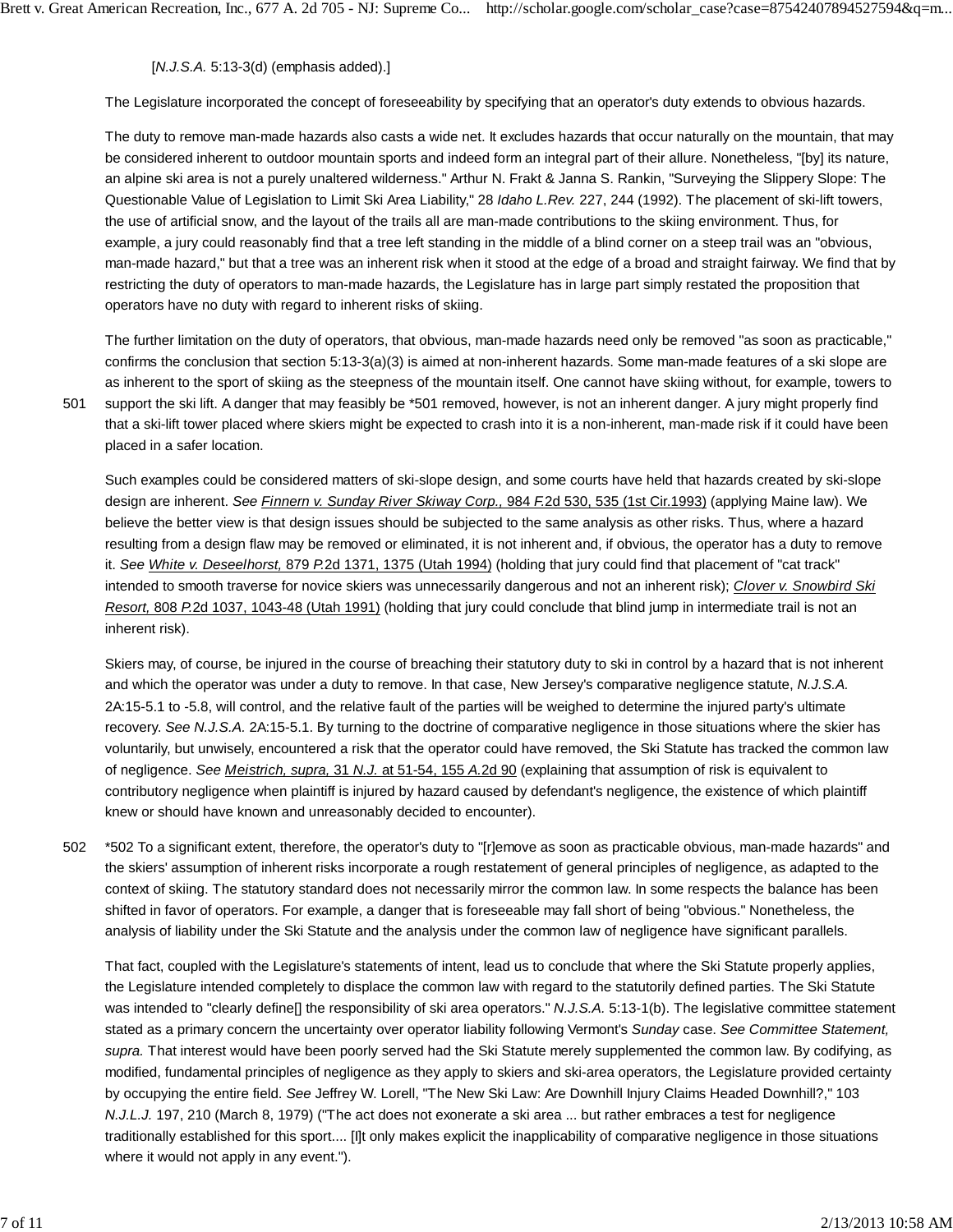[*N.J.S.A.* 5:13-3(d) (emphasis added).]

The Legislature incorporated the concept of foreseeability by specifying that an operator's duty extends to obvious hazards.

The duty to remove man-made hazards also casts a wide net. It excludes hazards that occur naturally on the mountain, that may be considered inherent to outdoor mountain sports and indeed form an integral part of their allure. Nonetheless, "[by] its nature, an alpine ski area is not a purely unaltered wilderness." Arthur N. Frakt & Janna S. Rankin, "Surveying the Slippery Slope: The Questionable Value of Legislation to Limit Ski Area Liability," 28 *Idaho L.Rev.* 227, 244 (1992). The placement of ski-lift towers, the use of artificial snow, and the layout of the trails all are man-made contributions to the skiing environment. Thus, for example, a jury could reasonably find that a tree left standing in the middle of a blind corner on a steep trail was an "obvious, man-made hazard," but that a tree was an inherent risk when it stood at the edge of a broad and straight fairway. We find that by restricting the duty of operators to man-made hazards, the Legislature has in large part simply restated the proposition that operators have no duty with regard to inherent risks of skiing.

The further limitation on the duty of operators, that obvious, man-made hazards need only be removed "as soon as practicable," confirms the conclusion that section 5:13-3(a)(3) is aimed at non-inherent hazards. Some man-made features of a ski slope are as inherent to the sport of skiing as the steepness of the mountain itself. One cannot have skiing without, for example, towers to support the ski lift. A danger that may feasibly be *501 removed, however, is not an inherent danger. A jury might properly find that a ski-lift tower placed where skiers might be expected to crash into it is a non-inherent, man-made risk if it could have been placed in a safer location.

Such examples could be considered matters of ski-slope design, and some courts have held that hazards created by ski-slope design are inherent. *See* *Finnern v. Sunday River Skiway Corp.,* 984 *F.*2d 530, 535 (1st Cir.1993) (applying Maine law). We believe the better view is that design issues should be subjected to the same analysis as other risks. Thus, where a hazard resulting from a design flaw may be removed or eliminated, it is not inherent and, if obvious, the operator has a duty to remove it. *See* *White v. Deseelhorst,* 879 *P.*2d 1371, 1375 (Utah 1994) (holding that jury could find that placement of "cat track" intended to smooth traverse for novice skiers was unnecessarily dangerous and not an inherent risk); *Clover v. Snowbird Ski Resort,* 808 *P.*2d 1037, 1043-48 (Utah 1991) (holding that jury could conclude that blind jump in intermediate trail is not an inherent risk).

Skiers may, of course, be injured in the course of breaching their statutory duty to ski in control by a hazard that is not inherent and which the operator was under a duty to remove. In that case, New Jersey's comparative negligence statute, *N.J.S.A.* 2A:15-5.1 to -5.8, will control, and the relative fault of the parties will be weighed to determine the injured party's ultimate recovery. *See N.J.S.A.* 2A:15-5.1. By turning to the doctrine of comparative negligence in those situations where the skier has voluntarily, but unwisely, encountered a risk that the operator could have removed, the Ski Statute has tracked the common law of negligence. *See* *Meistrich, supra,* 31 *N.J.* at 51-54, 155 *A.*2d 90 (explaining that assumption of risk is equivalent to contributory negligence when plaintiff is injured by hazard caused by defendant's negligence, the existence of which plaintiff knew or should have known and unreasonably decided to encounter).

*502 To a significant extent, therefore, the operator's duty to "[r]emove as soon as practicable obvious, man-made hazards" and the skiers' assumption of inherent risks incorporate a rough restatement of general principles of negligence, as adapted to the context of skiing. The statutory standard does not necessarily mirror the common law. In some respects the balance has been shifted in favor of operators. For example, a danger that is foreseeable may fall short of being "obvious." Nonetheless, the analysis of liability under the Ski Statute and the analysis under the common law of negligence have significant parallels.

That fact, coupled with the Legislature's statements of intent, lead us to conclude that where the Ski Statute properly applies, the Legislature intended completely to displace the common law with regard to the statutorily defined parties. The Ski Statute was intended to "clearly define[] the responsibility of ski area operators." *N.J.S.A.* 5:13-1(b). The legislative committee statement stated as a primary concern the uncertainty over operator liability following Vermont's *Sunday* case. *See Committee Statement, supra.* That interest would have been poorly served had the Ski Statute merely supplemented the common law. By codifying, as modified, fundamental principles of negligence as they apply to skiers and ski-area operators, the Legislature provided certainty by occupying the entire field. *See* Jeffrey W. Lorell, "The New Ski Law: Are Downhill Injury Claims Headed Downhill?," 103 *N.J.L.J.* 197, 210 (March 8, 1979) ("The act does not exonerate a ski area ... but rather embraces a test for negligence traditionally established for this sport.... [I]t only makes explicit the inapplicability of comparative negligence in those situations where it would not apply in any event.").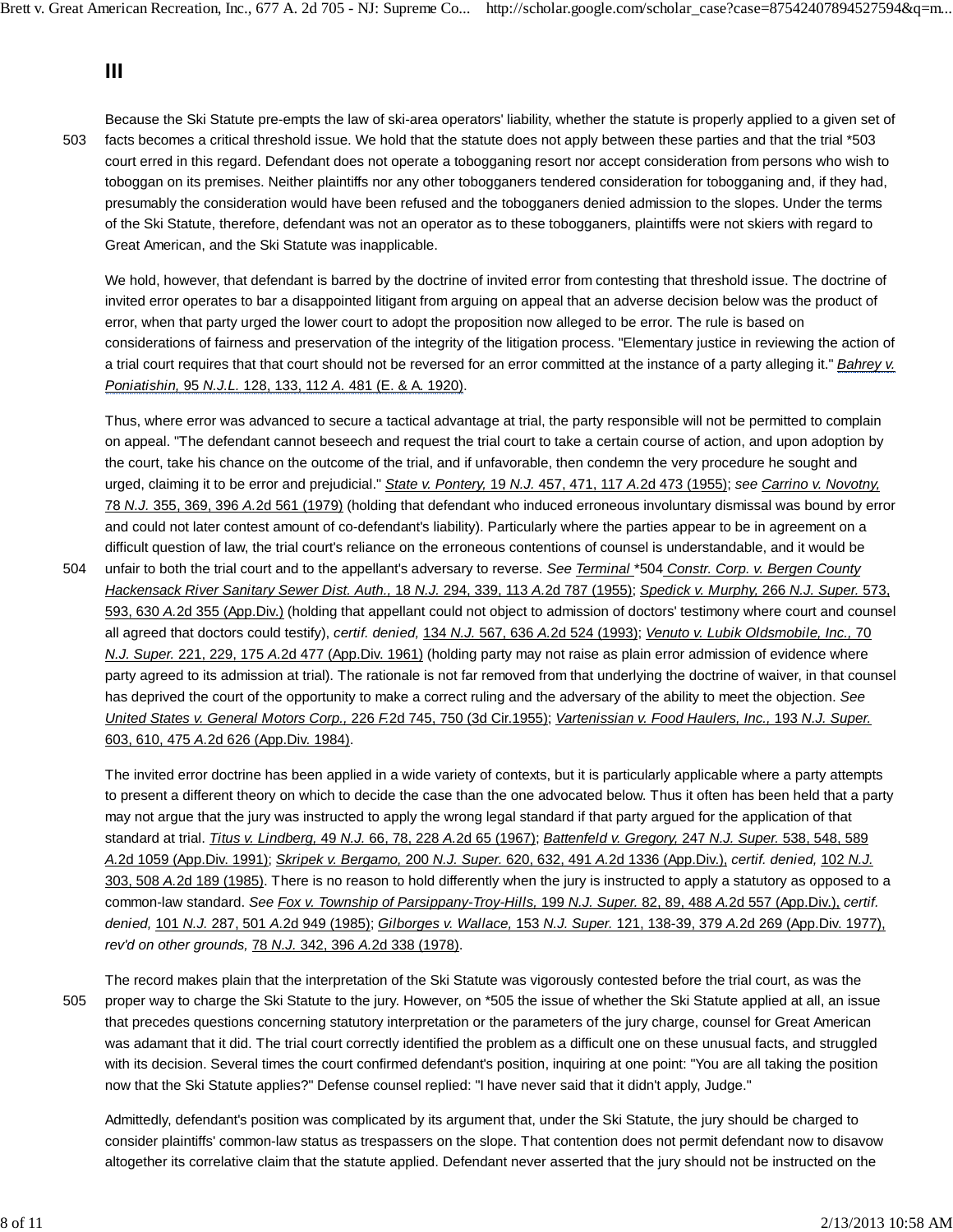## III

Because the Ski Statute pre-empts the law of ski-area operators' liability, whether the statute is properly applied to a given set of facts becomes a critical threshold issue. We hold that the statute does not apply between these parties and that the trial *503 court erred in this regard. Defendant does not operate a tobogganing resort nor accept consideration from persons who wish to toboggan on its premises. Neither plaintiffs nor any other tobogganers tendered consideration for tobogganing and, if they had, presumably the consideration would have been refused and the tobogganers denied admission to the slopes. Under the terms of the Ski Statute, therefore, defendant was not an operator as to these tobogganers, plaintiffs were not skiers with regard to Great American, and the Ski Statute was inapplicable.

We hold, however, that defendant is barred by the doctrine of invited error from contesting that threshold issue. The doctrine of invited error operates to bar a disappointed litigant from arguing on appeal that an adverse decision below was the product of error, when that party urged the lower court to adopt the proposition now alleged to be error. The rule is based on considerations of fairness and preservation of the integrity of the litigation process. "Elementary justice in reviewing the action of a trial court requires that that court should not be reversed for an error committed at the instance of a party alleging it." *Bahrey v. Poniatishin,* 95 *N.J.L.* 128, 133, 112 *A.* 481 (E. & A. 1920).

Thus, where error was advanced to secure a tactical advantage at trial, the party responsible will not be permitted to complain on appeal. "The defendant cannot beseech and request the trial court to take a certain course of action, and upon adoption by the court, take his chance on the outcome of the trial, and if unfavorable, then condemn the very procedure he sought and urged, claiming it to be error and prejudicial." *State v. Pontery,* 19 *N.J.* 457, 471, 117 *A.*2d 473 (1955); *see Carrino v. Novotny,* 78 *N.J.* 355, 369, 396 *A.*2d 561 (1979) (holding that defendant who induced erroneous involuntary dismissal was bound by error and could not later contest amount of co-defendant's liability). Particularly where the parties appear to be in agreement on a difficult question of law, the trial court's reliance on the erroneous contentions of counsel is understandable, and it would be unfair to both the trial court and to the appellant's adversary to reverse. *See Terminal* *504 *Constr. Corp. v. Bergen County Hackensack River Sanitary Sewer Dist. Auth.,* 18 *N.J.* 294, 339, 113 *A.*2d 787 (1955); *Spedick v. Murphy,* 266 *N.J. Super.* 573, 593, 630 *A.*2d 355 (App.Div.) (holding that appellant could not object to admission of doctors' testimony where court and counsel all agreed that doctors could testify), *certif. denied,* 134 *N.J.* 567, 636 *A.*2d 524 (1993); *Venuto v. Lubik Oldsmobile, Inc.,* 70 *N.J. Super.* 221, 229, 175 *A.*2d 477 (App.Div. 1961) (holding party may not raise as plain error admission of evidence where party agreed to its admission at trial). The rationale is not far removed from that underlying the doctrine of waiver, in that counsel has deprived the court of the opportunity to make a correct ruling and the adversary of the ability to meet the objection. *See United States v. General Motors Corp.,* 226 *F.*2d 745, 750 (3d Cir.1955); *Vartenissian v. Food Haulers, Inc.,* 193 *N.J. Super.* 603, 610, 475 *A.*2d 626 (App.Div. 1984).

The invited error doctrine has been applied in a wide variety of contexts, but it is particularly applicable where a party attempts to present a different theory on which to decide the case than the one advocated below. Thus it often has been held that a party may not argue that the jury was instructed to apply the wrong legal standard if that party argued for the application of that standard at trial. *Titus v. Lindberg,* 49 *N.J.* 66, 78, 228 *A.*2d 65 (1967); *Battenfeld v. Gregory,* 247 *N.J. Super.* 538, 548, 589 *A.*2d 1059 (App.Div. 1991); *Skripek v. Bergamo,* 200 *N.J. Super.* 620, 632, 491 *A.*2d 1336 (App.Div.), *certif. denied,* 102 *N.J.* 303, 508 *A.*2d 189 (1985). There is no reason to hold differently when the jury is instructed to apply a statutory as opposed to a common-law standard. *See Fox v. Township of Parsippany-Troy-Hills,* 199 *N.J. Super.* 82, 89, 488 *A.*2d 557 (App.Div.), *certif. denied,* 101 *N.J.* 287, 501 *A.*2d 949 (1985); *Gilborges v. Wallace,* 153 *N.J. Super.* 121, 138-39, 379 *A.*2d 269 (App.Div. 1977), *rev'd on other grounds,* 78 *N.J.* 342, 396 *A.*2d 338 (1978).

The record makes plain that the interpretation of the Ski Statute was vigorously contested before the trial court, as was the proper way to charge the Ski Statute to the jury. However, on *505 the issue of whether the Ski Statute applied at all, an issue that precedes questions concerning statutory interpretation or the parameters of the jury charge, counsel for Great American was adamant that it did. The trial court correctly identified the problem as a difficult one on these unusual facts, and struggled with its decision. Several times the court confirmed defendant's position, inquiring at one point: "You are all taking the position now that the Ski Statute applies?" Defense counsel replied: "I have never said that it didn't apply, Judge."

Admittedly, defendant's position was complicated by its argument that, under the Ski Statute, the jury should be charged to consider plaintiffs' common-law status as trespassers on the slope. That contention does not permit defendant now to disavow altogether its correlative claim that the statute applied. Defendant never asserted that the jury should not be instructed on the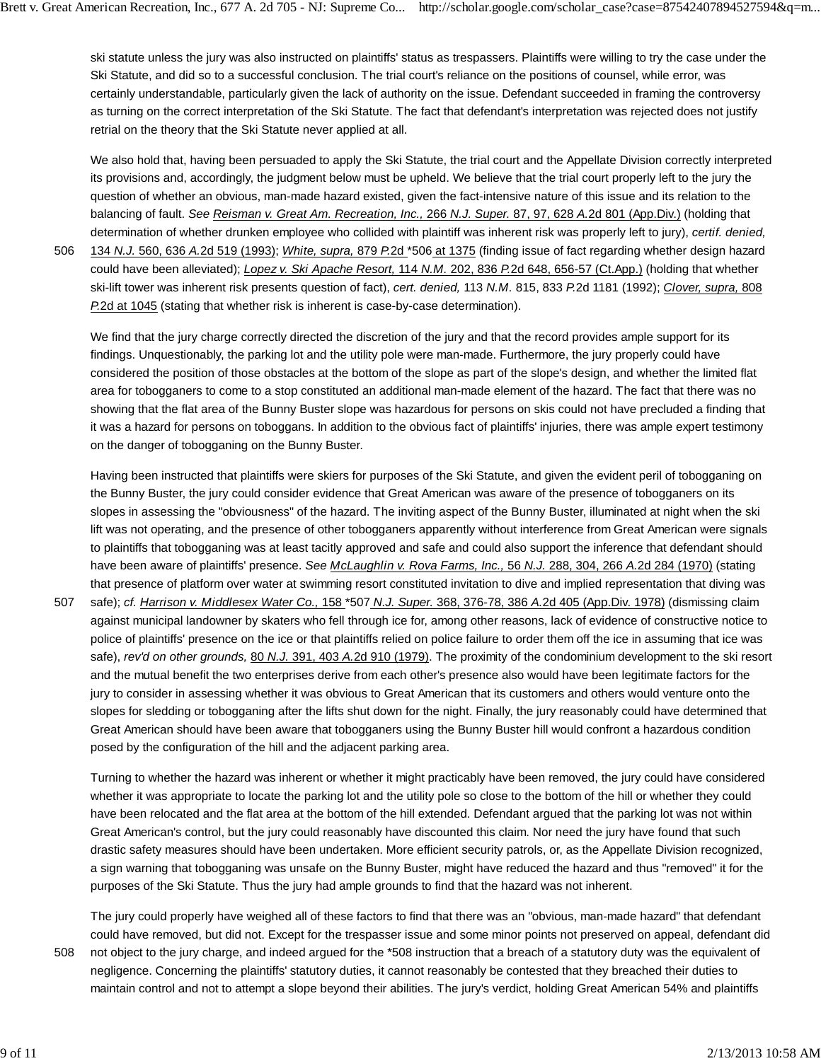ski statute unless the jury was also instructed on plaintiffs' status as trespassers. Plaintiffs were willing to try the case under the Ski Statute, and did so to a successful conclusion. The trial court's reliance on the positions of counsel, while error, was certainly understandable, particularly given the lack of authority on the issue. Defendant succeeded in framing the controversy as turning on the correct interpretation of the Ski Statute. The fact that defendant's interpretation was rejected does not justify retrial on the theory that the Ski Statute never applied at all.

We also hold that, having been persuaded to apply the Ski Statute, the trial court and the Appellate Division correctly interpreted its provisions and, accordingly, the judgment below must be upheld. We believe that the trial court properly left to the jury the question of whether an obvious, man-made hazard existed, given the fact-intensive nature of this issue and its relation to the balancing of fault. *See* Reisman v. Great Am. Recreation, Inc., 266 *N.J. Super.* 87, 97, 628 *A.*2d 801 (App.Div.) (holding that determination of whether drunken employee who collided with plaintiff was inherent risk was properly left to jury), *certif. denied,* 134 *N.J.* 560, 636 *A.*2d 519 (1993); *White, supra,* 879 *P.*2d *506 at 1375 (finding issue of fact regarding whether design hazard could have been alleviated); *Lopez v. Ski Apache Resort,* 114 *N.M.* 202, 836 *P.*2d 648, 656-57 (Ct.App.) (holding that whether ski-lift tower was inherent risk presents question of fact), *cert. denied,* 113 *N.M.* 815, 833 *P.*2d 1181 (1992); *Clover, supra,* 808 *P.*2d at 1045 (stating that whether risk is inherent is case-by-case determination).

We find that the jury charge correctly directed the discretion of the jury and that the record provides ample support for its findings. Unquestionably, the parking lot and the utility pole were man-made. Furthermore, the jury properly could have considered the position of those obstacles at the bottom of the slope as part of the slope's design, and whether the limited flat area for tobogganers to come to a stop constituted an additional man-made element of the hazard. The fact that there was no showing that the flat area of the Bunny Buster slope was hazardous for persons on skis could not have precluded a finding that it was a hazard for persons on toboggans. In addition to the obvious fact of plaintiffs' injuries, there was ample expert testimony on the danger of tobogganing on the Bunny Buster.

Having been instructed that plaintiffs were skiers for purposes of the Ski Statute, and given the evident peril of tobogganing on the Bunny Buster, the jury could consider evidence that Great American was aware of the presence of tobogganers on its slopes in assessing the "obviousness" of the hazard. The inviting aspect of the Bunny Buster, illuminated at night when the ski lift was not operating, and the presence of other tobogganers apparently without interference from Great American were signals to plaintiffs that tobogganing was at least tacitly approved and safe and could also support the inference that defendant should have been aware of plaintiffs' presence. *See McLaughlin v. Rova Farms, Inc.,* 56 *N.J.* 288, 304, 266 *A.*2d 284 (1970) (stating that presence of platform over water at swimming resort constituted invitation to dive and implied representation that diving was safe); *cf. Harrison v. Middlesex Water Co.,* 158 *507 *N.J. Super.* 368, 376-78, 386 *A.*2d 405 (App.Div. 1978) (dismissing claim against municipal landowner by skaters who fell through ice for, among other reasons, lack of evidence of constructive notice to police of plaintiffs' presence on the ice or that plaintiffs relied on police failure to order them off the ice in assuming that ice was safe), *rev'd on other grounds,* 80 *N.J.* 391, 403 *A.*2d 910 (1979). The proximity of the condominium development to the ski resort and the mutual benefit the two enterprises derive from each other's presence also would have been legitimate factors for the jury to consider in assessing whether it was obvious to Great American that its customers and others would venture onto the slopes for sledding or tobogganing after the lifts shut down for the night. Finally, the jury reasonably could have determined that Great American should have been aware that tobogganers using the Bunny Buster hill would confront a hazardous condition posed by the configuration of the hill and the adjacent parking area.

Turning to whether the hazard was inherent or whether it might practicably have been removed, the jury could have considered whether it was appropriate to locate the parking lot and the utility pole so close to the bottom of the hill or whether they could have been relocated and the flat area at the bottom of the hill extended. Defendant argued that the parking lot was not within Great American's control, but the jury could reasonably have discounted this claim. Nor need the jury have found that such drastic safety measures should have been undertaken. More efficient security patrols, or, as the Appellate Division recognized, a sign warning that tobogganing was unsafe on the Bunny Buster, might have reduced the hazard and thus "removed" it for the purposes of the Ski Statute. Thus the jury had ample grounds to find that the hazard was not inherent.

The jury could properly have weighed all of these factors to find that there was an "obvious, man-made hazard" that defendant could have removed, but did not. Except for the trespasser issue and some minor points not preserved on appeal, defendant did not object to the jury charge, and indeed argued for the *508 instruction that a breach of a statutory duty was the equivalent of negligence. Concerning the plaintiffs' statutory duties, it cannot reasonably be contested that they breached their duties to maintain control and not to attempt a slope beyond their abilities. The jury's verdict, holding Great American 54% and plaintiffs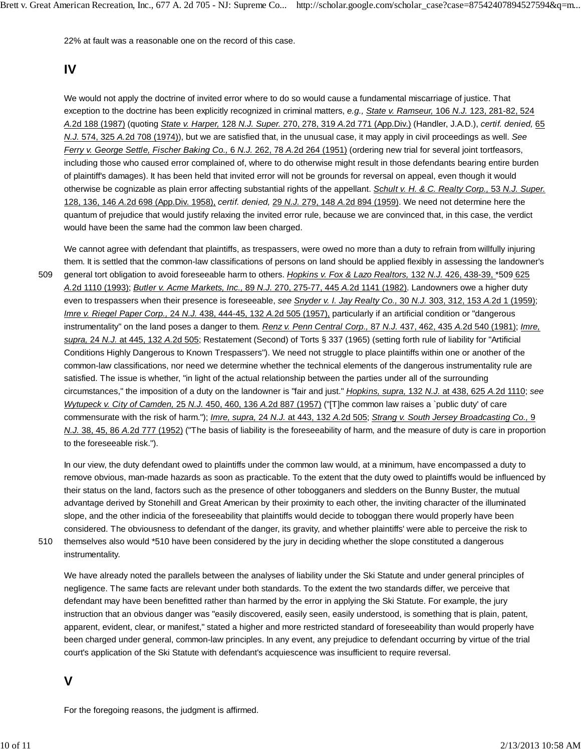22% at fault was a reasonable one on the record of this case.

## IV

We would not apply the doctrine of invited error where to do so would cause a fundamental miscarriage of justice. That exception to the doctrine has been explicitly recognized in criminal matters, *e.g., State v. Ramseur,* 106 *N.J.* 123, 281-82, 524 *A.*2d 188 (1987) (quoting *State v. Harper,* 128 *N.J. Super.* 270, 278, 319 *A.*2d 771 (App.Div.) (Handler, J.A.D.), *certif. denied,* 65 *N.J.* 574, 325 *A.*2d 708 (1974)), but we are satisfied that, in the unusual case, it may apply in civil proceedings as well. *See Ferry v. George Settle, Fischer Baking Co.,* 6 *N.J.* 262, 78 *A.*2d 264 (1951) (ordering new trial for several joint tortfeasors, including those who caused error complained of, where to do otherwise might result in those defendants bearing entire burden of plaintiff's damages). It has been held that invited error will not be grounds for reversal on appeal, even though it would otherwise be cognizable as plain error affecting substantial rights of the appellant. *Schult v. H. & C. Realty Corp.,* 53 *N.J. Super.* 128, 136, 146 *A.*2d 698 (App.Div. 1958), *certif. denied,* 29 *N.J.* 279, 148 *A.*2d 894 (1959). We need not determine here the quantum of prejudice that would justify relaxing the invited error rule, because we are convinced that, in this case, the verdict would have been the same had the common law been charged.

We cannot agree with defendant that plaintiffs, as trespassers, were owed no more than a duty to refrain from willfully injuring them. It is settled that the common-law classifications of persons on land should be applied flexibly in assessing the landowner's general tort obligation to avoid foreseeable harm to others. *Hopkins v. Fox & Lazo Realtors,* 132 *N.J.* 426, 438-39, *509 625 *A.*2d 1110 (1993); *Butler v. Acme Markets, Inc.,* 89 *N.J.* 270, 275-77, 445 *A.*2d 1141 (1982). Landowners owe a higher duty even to trespassers when their presence is foreseeable, *see Snyder v. I. Jay Realty Co.,* 30 *N.J.* 303, 312, 153 *A.*2d 1 (1959); *Imre v. Riegel Paper Corp.,* 24 *N.J.* 438, 444-45, 132 *A.*2d 505 (1957), particularly if an artificial condition or "dangerous instrumentality" on the land poses a danger to them. *Renz v. Penn Central Corp.,* 87 *N.J.* 437, 462, 435 *A.*2d 540 (1981); *Imre, supra,* 24 *N.J.* at 445, 132 *A.*2d 505; Restatement (Second) of Torts § 337 (1965) (setting forth rule of liability for "Artificial Conditions Highly Dangerous to Known Trespassers"). We need not struggle to place plaintiffs within one or another of the common-law classifications, nor need we determine whether the technical elements of the dangerous instrumentality rule are satisfied. The issue is whether, "in light of the actual relationship between the parties under all of the surrounding circumstances," the imposition of a duty on the landowner is "fair and just." *Hopkins, supra,* 132 *N.J.* at 438, 625 *A.*2d 1110; *see Wytupeck v. City of Camden,* 25 *N.J.* 450, 460, 136 *A.*2d 887 (1957) ("[T]he common law raises a `public duty' of care commensurate with the risk of harm."); *Imre, supra,* 24 *N.J.* at 443, 132 *A.*2d 505; *Strang v. South Jersey Broadcasting Co.,* 9 *N.J.* 38, 45, 86 *A.*2d 777 (1952) ("The basis of liability is the foreseeability of harm, and the measure of duty is care in proportion to the foreseeable risk.").

In our view, the duty defendant owed to plaintiffs under the common law would, at a minimum, have encompassed a duty to remove obvious, man-made hazards as soon as practicable. To the extent that the duty owed to plaintiffs would be influenced by their status on the land, factors such as the presence of other tobogganers and sledders on the Bunny Buster, the mutual advantage derived by Stonehill and Great American by their proximity to each other, the inviting character of the illuminated slope, and the other indicia of the foreseeability that plaintiffs would decide to toboggan there would properly have been considered. The obviousness to defendant of the danger, its gravity, and whether plaintiffs' were able to perceive the risk to themselves also would *510 have been considered by the jury in deciding whether the slope constituted a dangerous instrumentality.

We have already noted the parallels between the analyses of liability under the Ski Statute and under general principles of negligence. The same facts are relevant under both standards. To the extent the two standards differ, we perceive that defendant may have been benefitted rather than harmed by the error in applying the Ski Statute. For example, the jury instruction that an obvious danger was "easily discovered, easily seen, easily understood, is something that is plain, patent, apparent, evident, clear, or manifest," stated a higher and more restricted standard of foreseeability than would properly have been charged under general, common-law principles. In any event, any prejudice to defendant occurring by virtue of the trial court's application of the Ski Statute with defendant's acquiescence was insufficient to require reversal.

## V

For the foregoing reasons, the judgment is affirmed.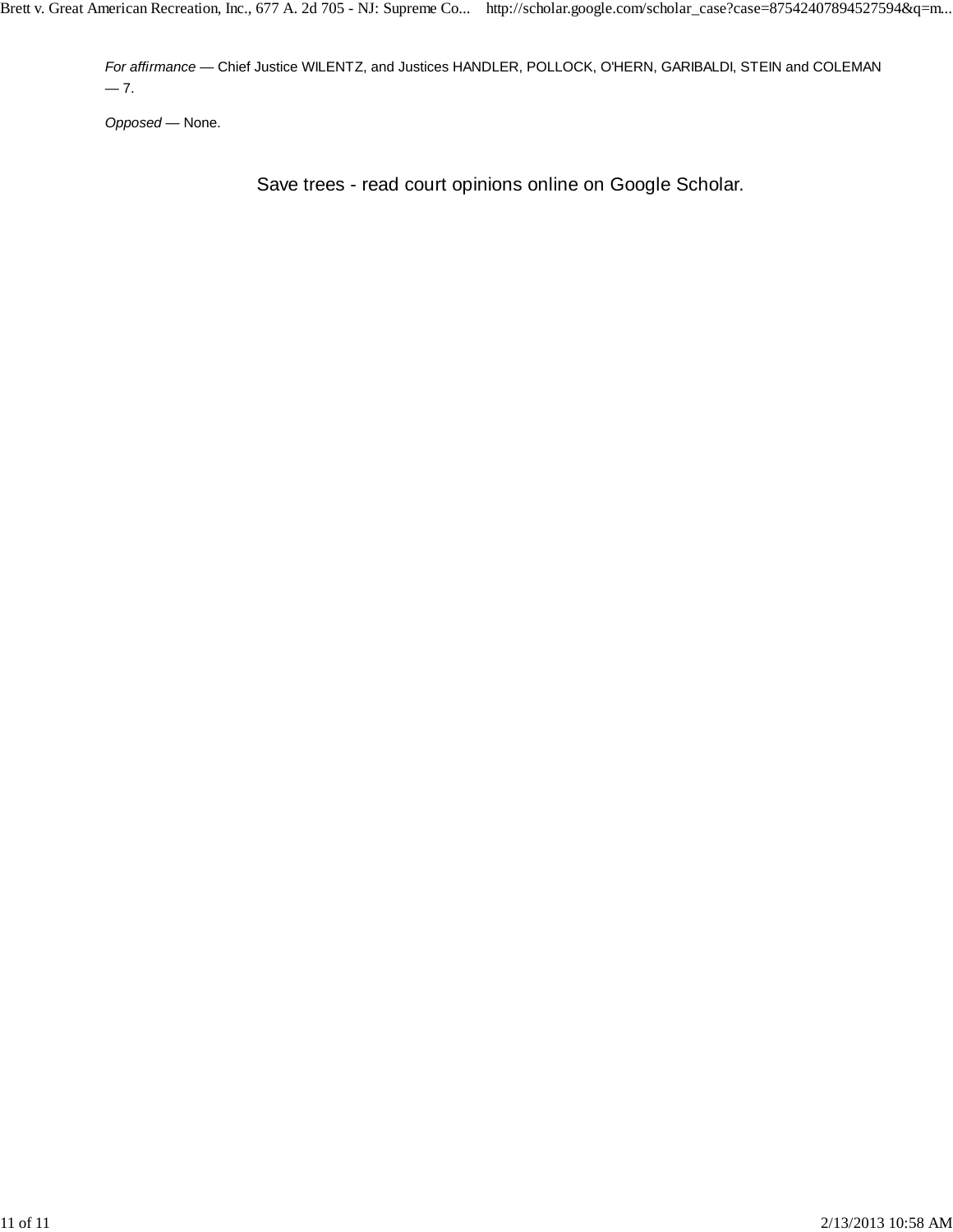*For affirmance* — Chief Justice WILENTZ, and Justices HANDLER, POLLOCK, O'HERN, GARIBALDI, STEIN and COLEMAN — 7.

*Opposed* — None.

Save trees - read court opinions online on Google Scholar.